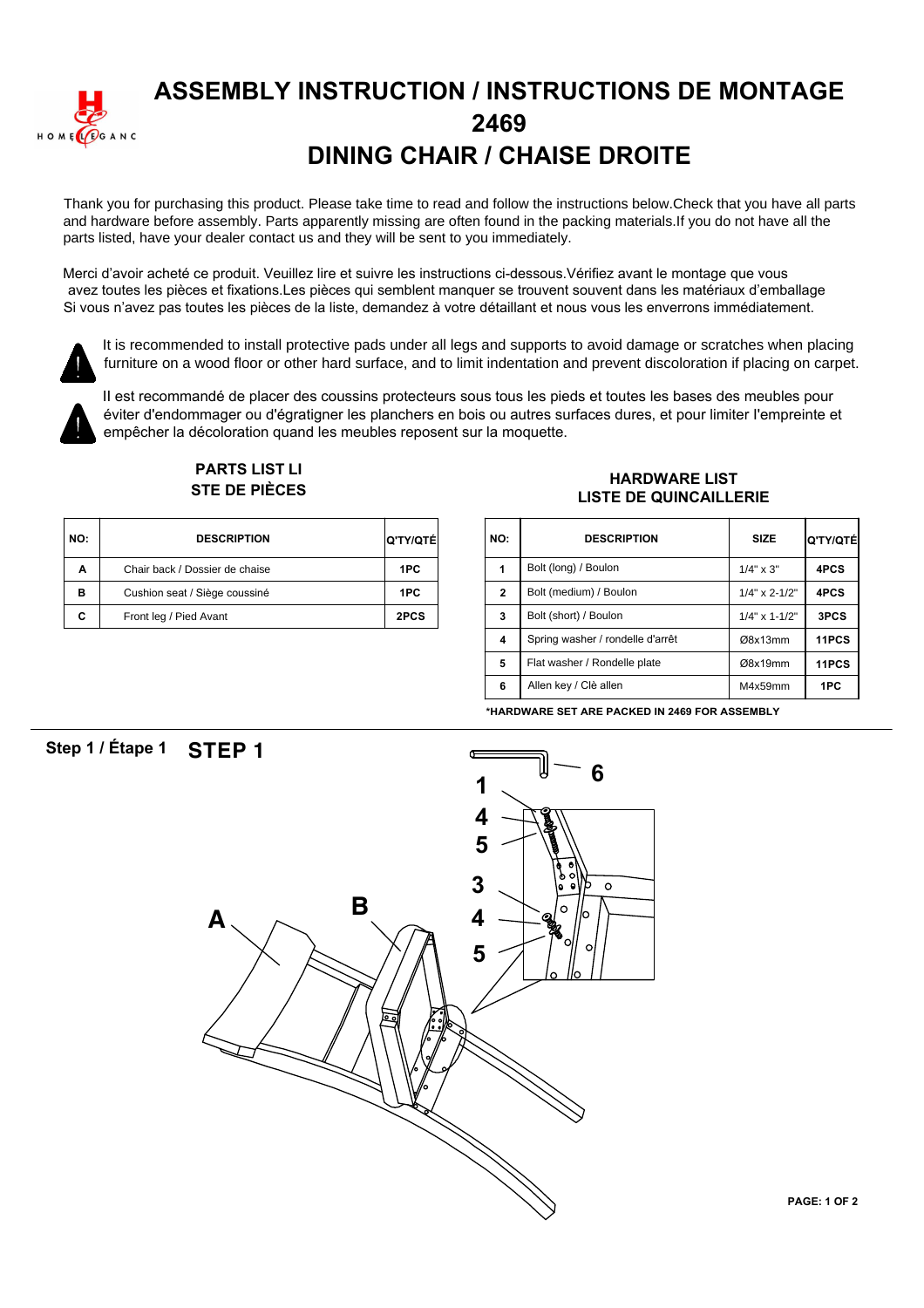# ASSEMBLY INSTRUCTION / INSTRUCTIONS DE MONTAGE

# 2469

# DINING CHAIR / CHAISE DROITE

Thank you for purchasing this product. Please take time to read and follow the instructions below.Check that you have all parts and hardware before assembly. Parts apparently missing are often found in the packing materials.If you do not have all the parts listed, have your dealer contact us and they will be sent to you immediately.

Merci d'avoir acheté ce produit. Veuillez lire et suivre les instructions ci-dessous.Vérifiez avant le montage que vous avez toutes les pièces et fixations.Les pièces qui semblent manquer se trouvent souvent dans les matériaux d'emballage Si vous n'avez pas toutes les pièces de la liste, demandez à votre détaillant et nous vous les enverrons immédiatement.

It is recommended to install protective pads under all legs and supports to avoid damage or scratches when placing furniture on a wood floor or other hard surface, and to limit indentation and prevent discoloration if placing on carpet.

Il est recommandé de placer des coussins protecteurs sous tous les pieds et toutes les bases des meubles pour éviter d'endommager ou d'égratigner les planchers en bois ou autres surfaces dures, et pour limiter l'empreinte et empêcher la décoloration quand les meubles reposent sur la moquette.

## PARTS LIST LISTE DE PIÈCES

| NO: | DESCRIPTION | Q'TY/QTÉ |
|---|---|---|
| A | Chair back / Dossier de chaise | 1PC |
| B | Cushion seat / Siège coussiné | 1PC |
| C | Front leg / Pied Avant | 2PCS |

## HARDWARE LIST LISTE DE QUINCAILLERIE

| NO: | DESCRIPTION | SIZE | Q'TY/QTÉ |
|---|---|---|---|
| 1 | Bolt (long) / Boulon | 1/4" x 3" | 4PCS |
| 2 | Bolt (medium) / Boulon | 1/4" x 2-1/2" | 4PCS |
| 3 | Bolt (short) / Boulon | 1/4" x 1-1/2" | 3PCS |
| 4 | Spring washer / rondelle d'arrêt | Ø8x13mm | 11PCS |
| 5 | Flat washer / Rondelle plate | Ø8x19mm | 11PCS |
| 6 | Allen key / Clè allen | M4x59mm | 1PC |

*HARDWARE SET ARE PACKED IN 2469 FOR ASSEMBLY

## Step 1 / Étape 1 STEP 1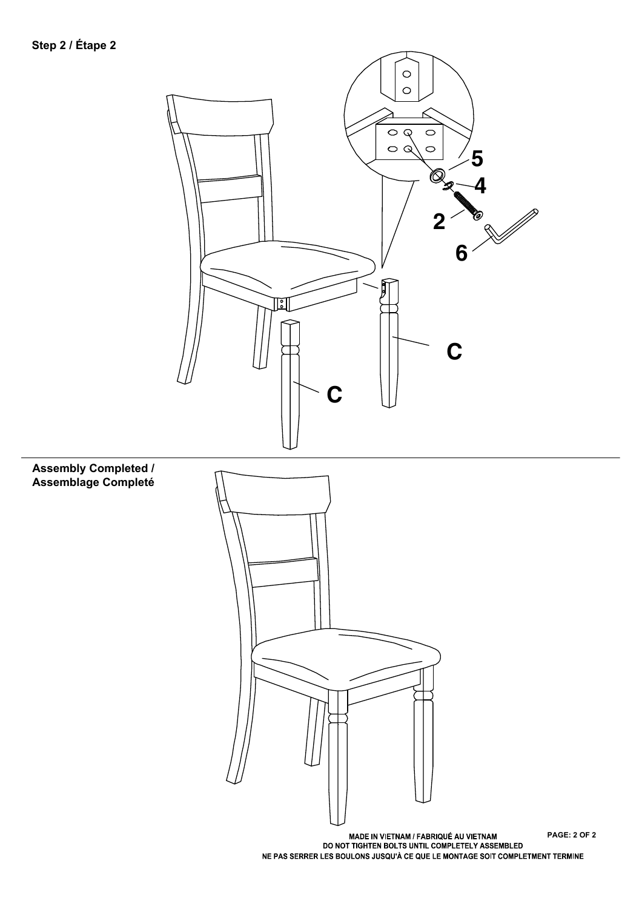**Step 2 / Étape 2**

5

4

2

6

C

C

**Assembly Completed / Assemblage Completé**

MADE IN VIETNAM / FABRIQUÉ AU VIETNAM

DO NOT TIGHTEN BOLTS UNTIL COMPLETELY ASSEMBLED

NE PAS SERRER LES BOULONS JUSQU'À CE QUE LE MONTAGE SOIT COMPLETMENT TERMINE